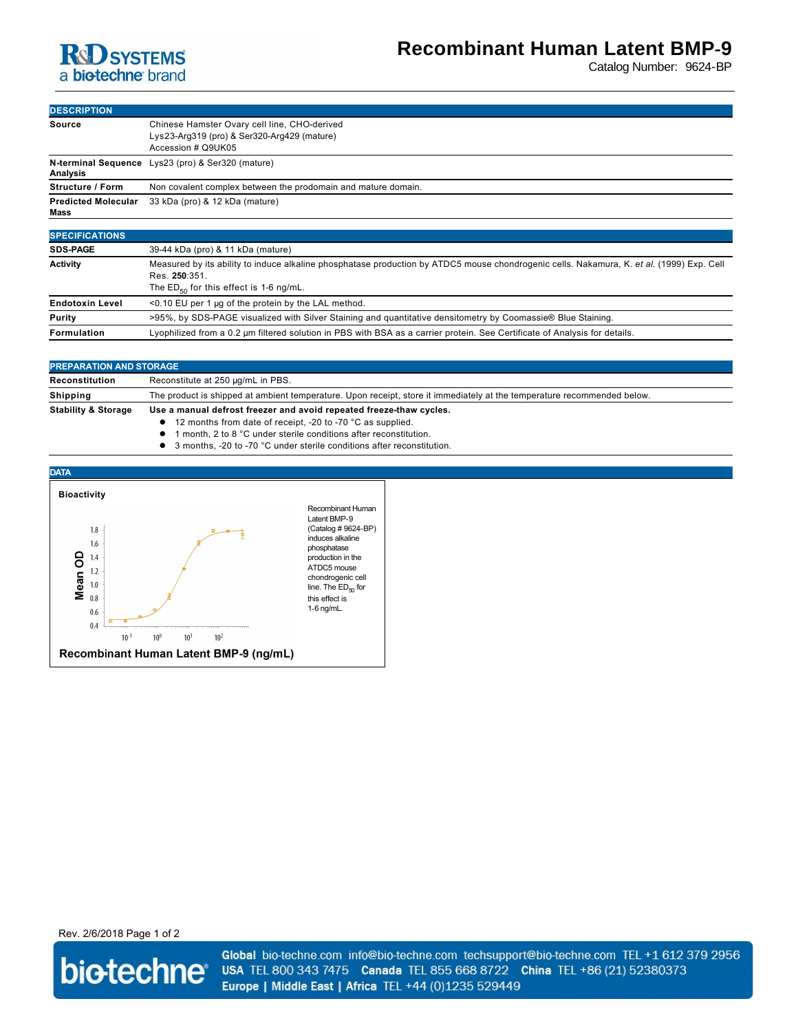# Recombinant Human Latent BMP-9

Catalog Number: 9624-BP

## DESCRIPTION

| | |
|---|---|
| **Source** | Chinese Hamster Ovary cell line, CHO-derived<br>Lys23-Arg319 (pro) & Ser320-Arg429 (mature)<br>Accession # Q9UK05 |
| **N-terminal Sequence Analysis** | Lys23 (pro) & Ser320 (mature) |
| **Structure / Form** | Non covalent complex between the prodomain and mature domain. |
| **Predicted Molecular Mass** | 33 kDa (pro) & 12 kDa (mature) |

## SPECIFICATIONS

| | |
|---|---|
| **SDS-PAGE** | 39-44 kDa (pro) & 11 kDa (mature) |
| **Activity** | Measured by its ability to induce alkaline phosphatase production by ATDC5 mouse chondrogenic cells. Nakamura, K. *et al.* (1999) Exp. Cell Res. **250**:351.<br>The $ED_{50}$ for this effect is 1-6 ng/mL. |
| **Endotoxin Level** | <0.10 EU per 1 μg of the protein by the LAL method. |
| **Purity** | >95%, by SDS-PAGE visualized with Silver Staining and quantitative densitometry by Coomassie® Blue Staining. |
| **Formulation** | Lyophilized from a 0.2 μm filtered solution in PBS with BSA as a carrier protein. See Certificate of Analysis for details. |

## PREPARATION AND STORAGE

| | |
|---|---|
| **Reconstitution** | Reconstitute at 250 μg/mL in PBS. |
| **Shipping** | The product is shipped at ambient temperature. Upon receipt, store it immediately at the temperature recommended below. |
| **Stability & Storage** | **Use a manual defrost freezer and avoid repeated freeze-thaw cycles.**<br>• 12 months from date of receipt, -20 to -70 °C as supplied.<br>• 1 month, 2 to 8 °C under sterile conditions after reconstitution.<br>• 3 months, -20 to -70 °C under sterile conditions after reconstitution. |

## DATA

**Bioactivity**

Recombinant Human Latent BMP-9 (Catalog # 9624-BP) induces alkaline phosphatase production in the ATDC5 mouse chondrogenic cell line. The $ED_{50}$ for this effect is 1-6 ng/mL.

Rev. 2/6/2018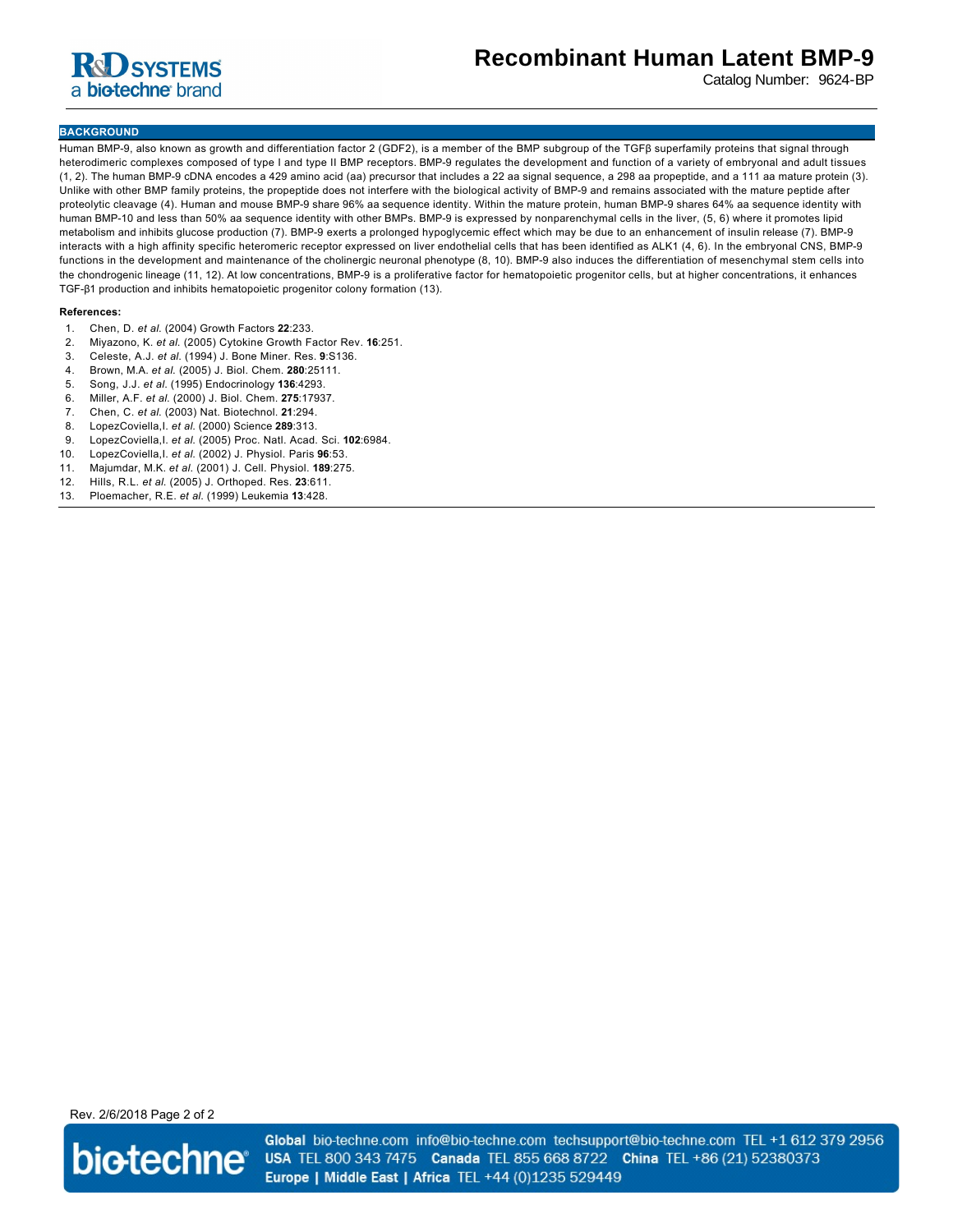## BACKGROUND

Human BMP-9, also known as growth and differentiation factor 2 (GDF2), is a member of the BMP subgroup of the TGFβ superfamily proteins that signal through heterodimeric complexes composed of type I and type II BMP receptors. BMP-9 regulates the development and function of a variety of embryonal and adult tissues (1, 2). The human BMP-9 cDNA encodes a 429 amino acid (aa) precursor that includes a 22 aa signal sequence, a 298 aa propeptide, and a 111 aa mature protein (3). Unlike with other BMP family proteins, the propeptide does not interfere with the biological activity of BMP-9 and remains associated with the mature peptide after proteolytic cleavage (4). Human and mouse BMP-9 share 96% aa sequence identity. Within the mature protein, human BMP-9 shares 64% aa sequence identity with human BMP-10 and less than 50% aa sequence identity with other BMPs. BMP-9 is expressed by nonparenchymal cells in the liver, (5, 6) where it promotes lipid metabolism and inhibits glucose production (7). BMP-9 exerts a prolonged hypoglycemic effect which may be due to an enhancement of insulin release (7). BMP-9 interacts with a high affinity specific heteromeric receptor expressed on liver endothelial cells that has been identified as ALK1 (4, 6). In the embryonal CNS, BMP-9 functions in the development and maintenance of the cholinergic neuronal phenotype (8, 10). BMP-9 also induces the differentiation of mesenchymal stem cells into the chondrogenic lineage (11, 12). At low concentrations, BMP-9 is a proliferative factor for hematopoietic progenitor cells, but at higher concentrations, it enhances TGF-β1 production and inhibits hematopoietic progenitor colony formation (13).

**References:**

1. Chen, D. *et al.* (2004) Growth Factors **22**:233.
2. Miyazono, K. *et al.* (2005) Cytokine Growth Factor Rev. **16**:251.
3. Celeste, A.J. *et al.* (1994) J. Bone Miner. Res. **9**:S136.
4. Brown, M.A. *et al.* (2005) J. Biol. Chem. **280**:25111.
5. Song, J.J. *et al.* (1995) Endocrinology **136**:4293.
6. Miller, A.F. *et al.* (2000) J. Biol. Chem. **275**:17937.
7. Chen, C. *et al.* (2003) Nat. Biotechnol. **21**:294.
8. LopezCoviella,I. *et al.* (2000) Science **289**:313.
9. LopezCoviella,I. *et al.* (2005) Proc. Natl. Acad. Sci. **102**:6984.
10. LopezCoviella,I. *et al.* (2002) J. Physiol. Paris **96**:53.
11. Majumdar, M.K. *et al.* (2001) J. Cell. Physiol. **189**:275.
12. Hills, R.L. *et al.* (2005) J. Orthoped. Res. **23**:611.
13. Ploemacher, R.E. *et al.* (1999) Leukemia **13**:428.

Rev. 2/6/2018

**Global** bio-techne.com info@bio-techne.com techsupport@bio-techne.com TEL +1 612 379 2956
**USA** TEL 800 343 7475 **Canada** TEL 855 668 8722 **China** TEL +86 (21) 52380373
**Europe | Middle East | Africa** TEL +44 (0)1235 529449